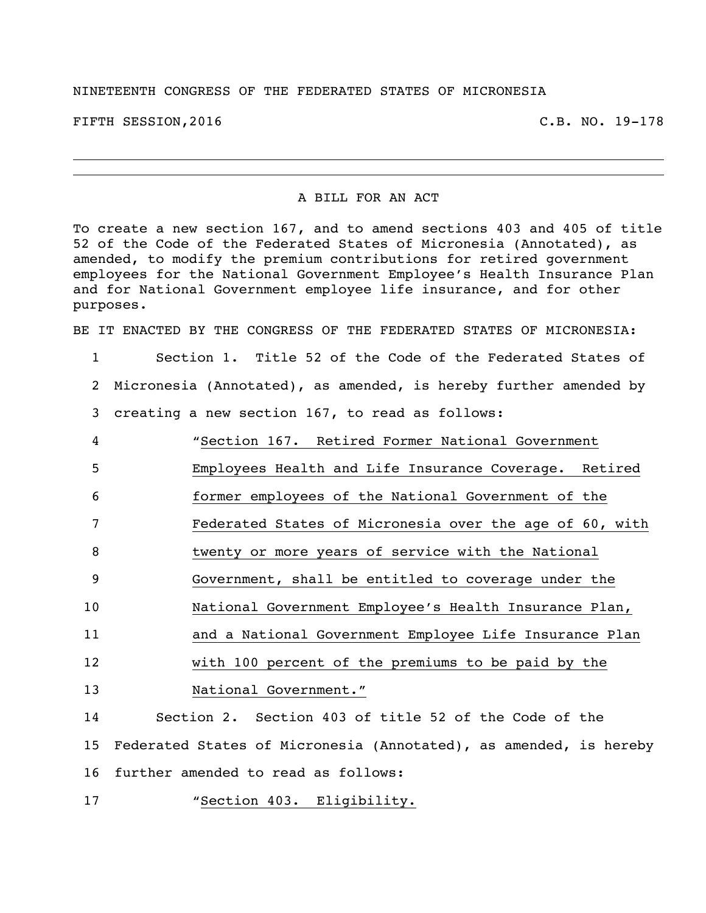NINETEENTH CONGRESS OF THE FEDERATED STATES OF MICRONESIA

FIFTH SESSION,2016 C.B. NO. 19-178

---

A BILL FOR AN ACT

To create a new section 167, and to amend sections 403 and 405 of title 52 of the Code of the Federated States of Micronesia (Annotated), as amended, to modify the premium contributions for retired government employees for the National Government Employee's Health Insurance Plan and for National Government employee life insurance, and for other purposes.

BE IT ENACTED BY THE CONGRESS OF THE FEDERATED STATES OF MICRONESIA:

1 Section 1. Title 52 of the Code of the Federated States of
2 Micronesia (Annotated), as amended, is hereby further amended by
3 creating a new section 167, to read as follows:
4 "Section 167. Retired Former National Government
5 Employees Health and Life Insurance Coverage. Retired
6 former employees of the National Government of the
7 Federated States of Micronesia over the age of 60, with
8 twenty or more years of service with the National
9 Government, shall be entitled to coverage under the
10 National Government Employee's Health Insurance Plan,
11 and a National Government Employee Life Insurance Plan
12 with 100 percent of the premiums to be paid by the
13 National Government."
14 Section 2. Section 403 of title 52 of the Code of the
15 Federated States of Micronesia (Annotated), as amended, is hereby
16 further amended to read as follows:
17 "Section 403. Eligibility.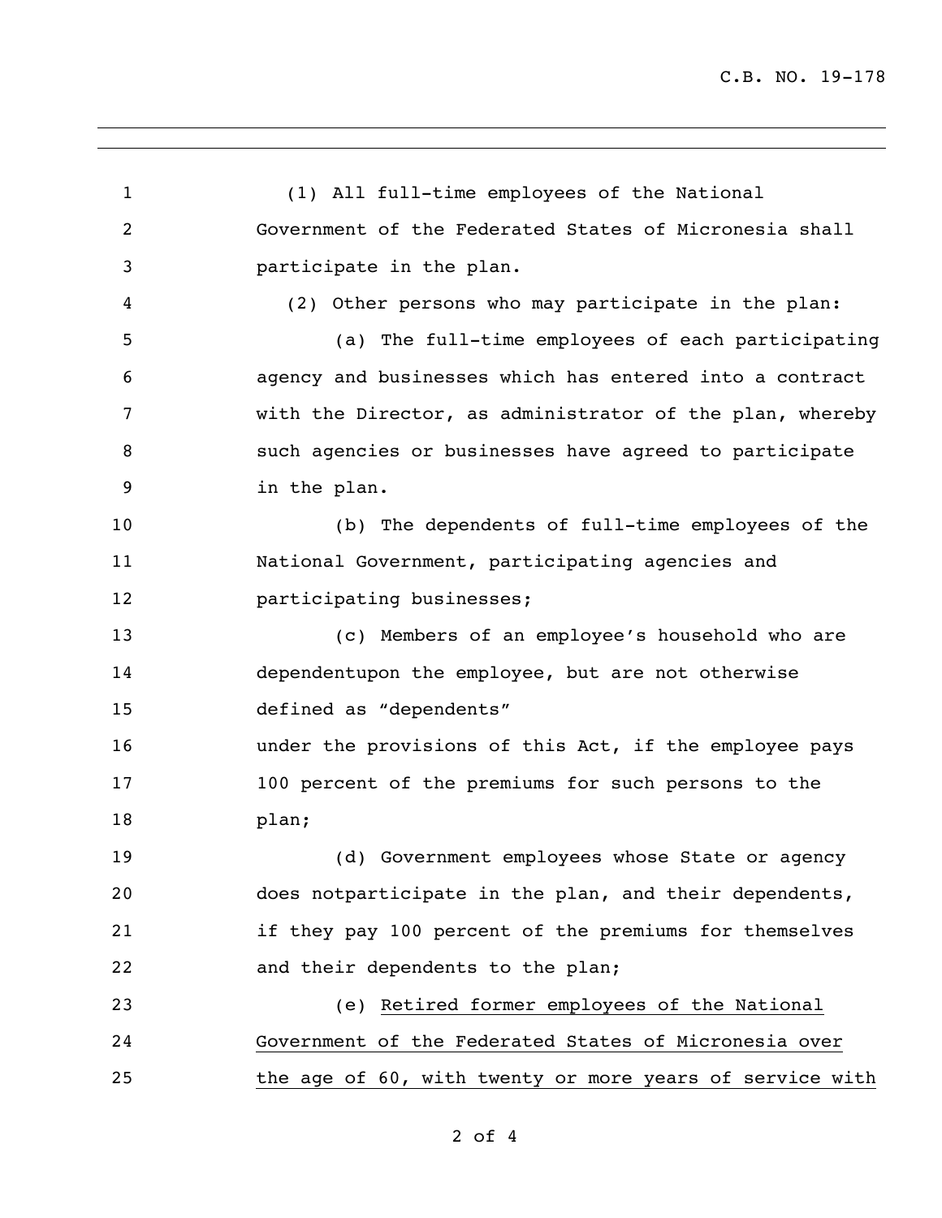(1) All full-time employees of the National Government of the Federated States of Micronesia shall participate in the plan.

(2) Other persons who may participate in the plan:

(a) The full-time employees of each participating agency and businesses which has entered into a contract with the Director, as administrator of the plan, whereby such agencies or businesses have agreed to participate in the plan.

(b) The dependents of full-time employees of the National Government, participating agencies and participating businesses;

(c) Members of an employee's household who are dependentupon the employee, but are not otherwise defined as "dependents"
under the provisions of this Act, if the employee pays 100 percent of the premiums for such persons to the plan;

(d) Government employees whose State or agency does notparticipate in the plan, and their dependents, if they pay 100 percent of the premiums for themselves and their dependents to the plan;

(e) <u>Retired former employees of the National Government of the Federated States of Micronesia over the age of 60, with twenty or more years of service with</u>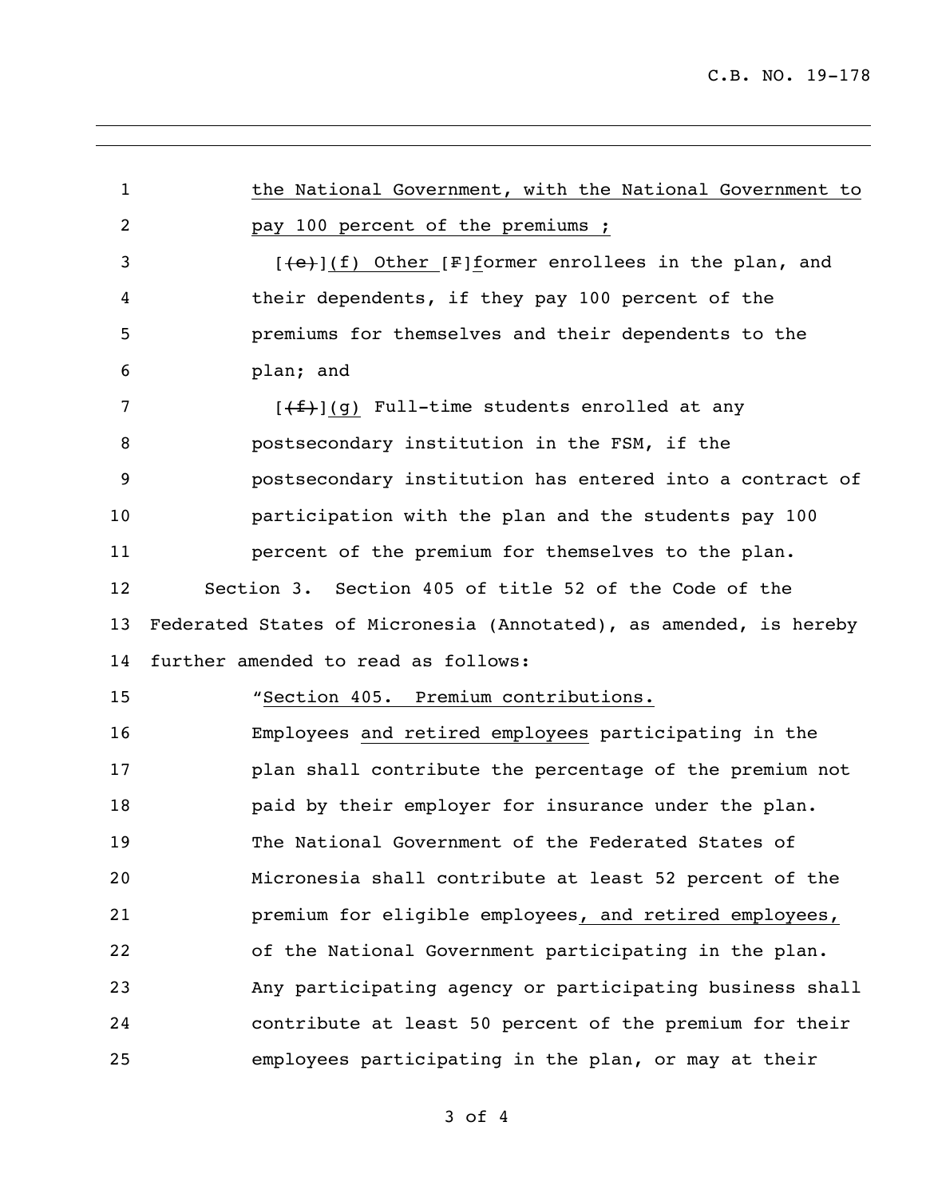the National Government, with the National Government to pay 100 percent of the premiums ;

[(e)](f) Other [F]former enrollees in the plan, and their dependents, if they pay 100 percent of the premiums for themselves and their dependents to the plan; and

[(f)](g) Full-time students enrolled at any postsecondary institution in the FSM, if the postsecondary institution has entered into a contract of participation with the plan and the students pay 100 percent of the premium for themselves to the plan.

Section 3. Section 405 of title 52 of the Code of the Federated States of Micronesia (Annotated), as amended, is hereby further amended to read as follows:

"Section 405. Premium contributions.

Employees and retired employees participating in the plan shall contribute the percentage of the premium not paid by their employer for insurance under the plan. The National Government of the Federated States of Micronesia shall contribute at least 52 percent of the premium for eligible employees, and retired employees, of the National Government participating in the plan. Any participating agency or participating business shall contribute at least 50 percent of the premium for their employees participating in the plan, or may at their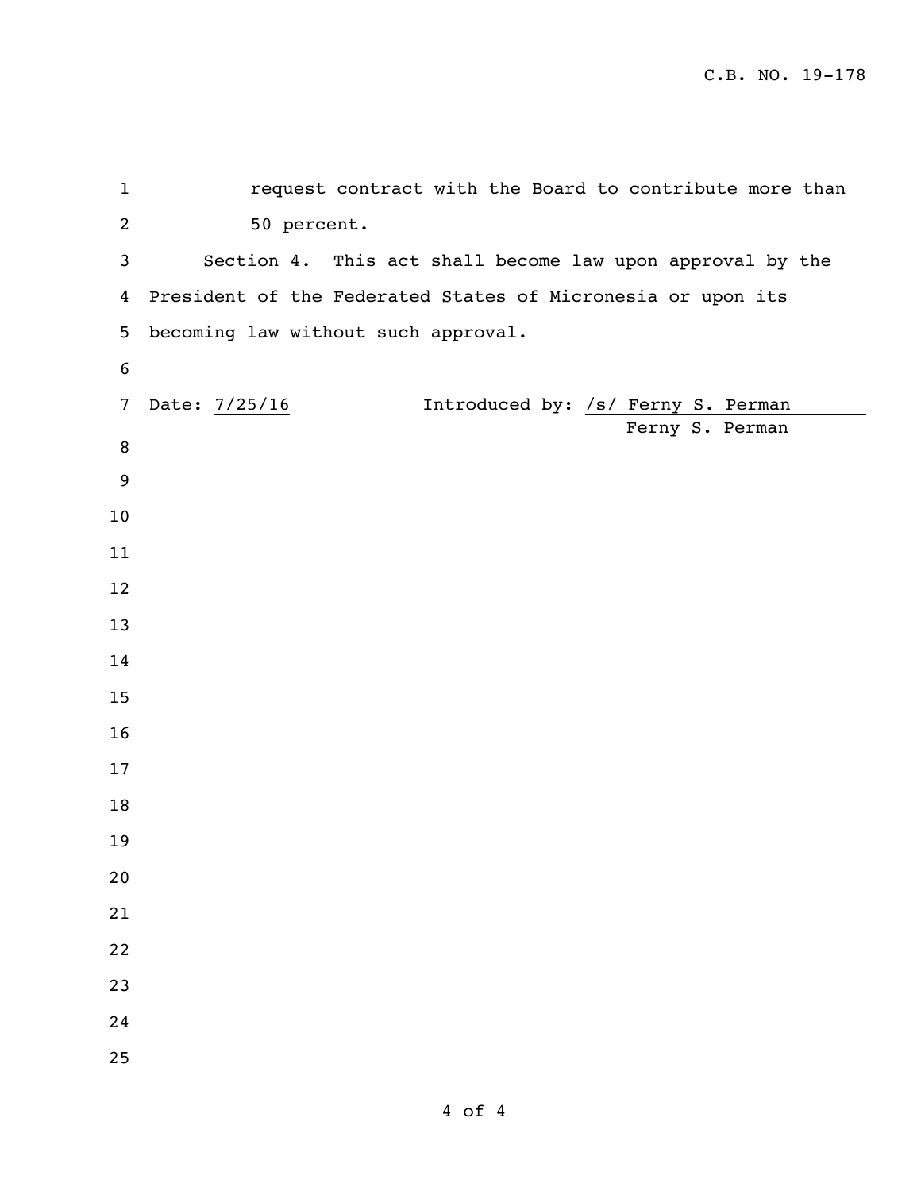request contract with the Board to contribute more than 50 percent.

Section 4. This act shall become law upon approval by the President of the Federated States of Micronesia or upon its becoming law without such approval.

Date: 7/25/16

Introduced by: /s/ Ferny S. Perman

Ferny S. Perman